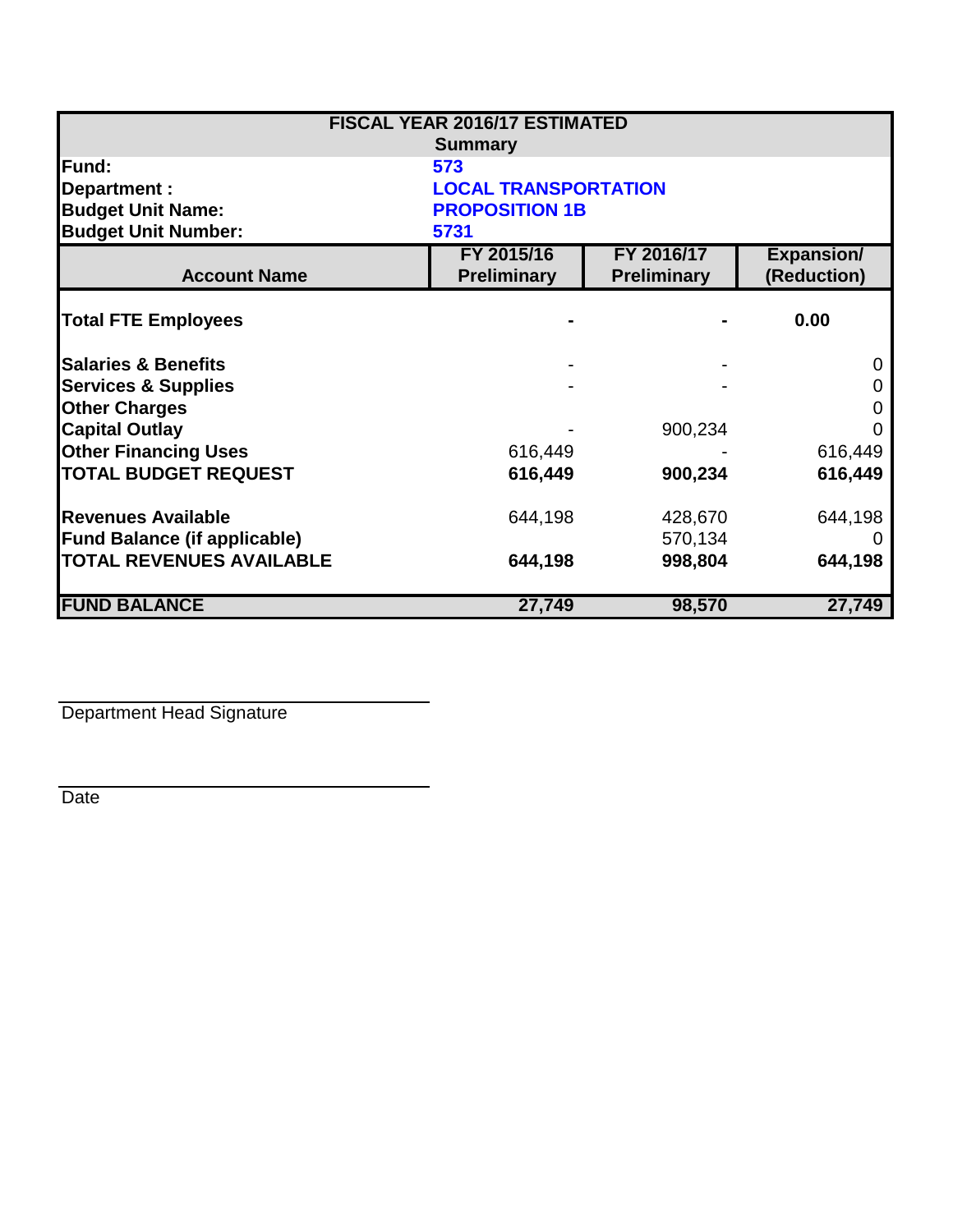**FISCAL YEAR 2016/17 ESTIMATED**
**Summary**

| | |
|---|---|
| **Fund:** | **573** |
| **Department :** | **LOCAL TRANSPORTATION** |
| **Budget Unit Name:** | **PROPOSITION 1B** |
| **Budget Unit Number:** | **5731** |

| Account Name | FY 2015/16 Preliminary | FY 2016/17 Preliminary | Expansion/ (Reduction) |
|---|---|---|---|
| **Total FTE Employees** | **-** | **-** | **0.00** |
| **Salaries & Benefits** | - | - | 0 |
| **Services & Supplies** | - | - | 0 |
| **Other Charges** | | | 0 |
| **Capital Outlay** | - | 900,234 | 0 |
| **Other Financing Uses** | 616,449 | - | 616,449 |
| **TOTAL BUDGET REQUEST** | **616,449** | **900,234** | **616,449** |
| **Revenues Available** | 644,198 | 428,670 | 644,198 |
| **Fund Balance (if applicable)** | | 570,134 | 0 |
| **TOTAL REVENUES AVAILABLE** | **644,198** | **998,804** | **644,198** |
| **FUND BALANCE** | **27,749** | **98,570** | **27,749** |

Department Head Signature

Date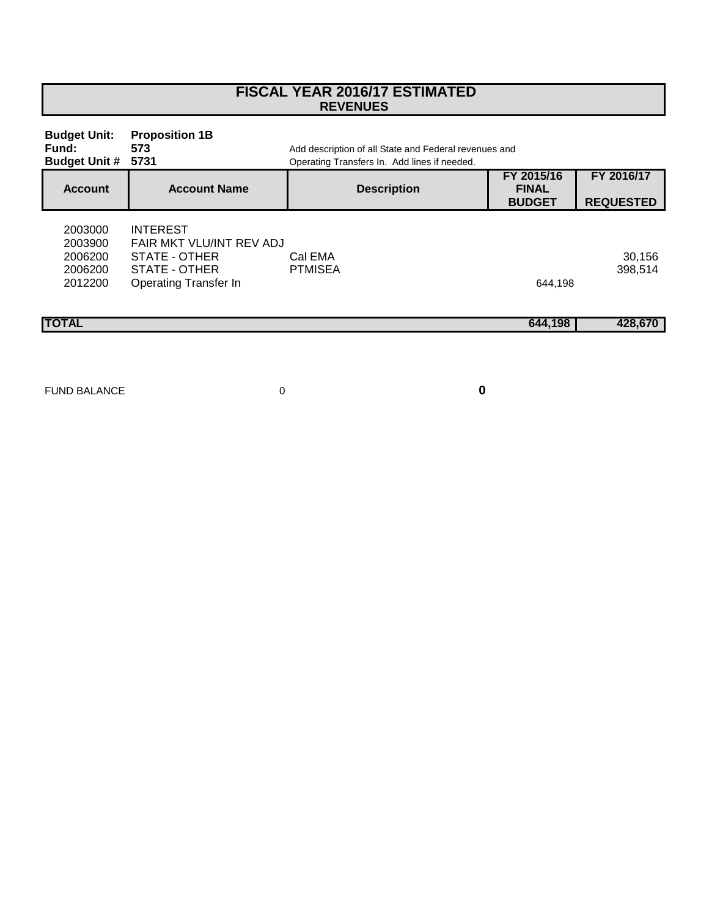# FISCAL YEAR 2016/17 ESTIMATED
## REVENUES

**Budget Unit:** **Proposition 1B**
**Fund:** **573**
**Budget Unit #** **5731**

Add description of all State and Federal revenues and Operating Transfers In. Add lines if needed.

| Account | Account Name | Description | FY 2015/16 FINAL BUDGET | FY 2016/17 REQUESTED |
|---|---|---|---|---|
| 2003000 | INTEREST | | | |
| 2003900 | FAIR MKT VLU/INT REV ADJ | | | |
| 2006200 | STATE - OTHER | Cal EMA | | 30,156 |
| 2006200 | STATE - OTHER | PTMISEA | | 398,514 |
| 2012200 | Operating Transfer In | | 644,198 | |
| **TOTAL** | | | **644,198** | **428,670** |

FUND BALANCE 0 **0**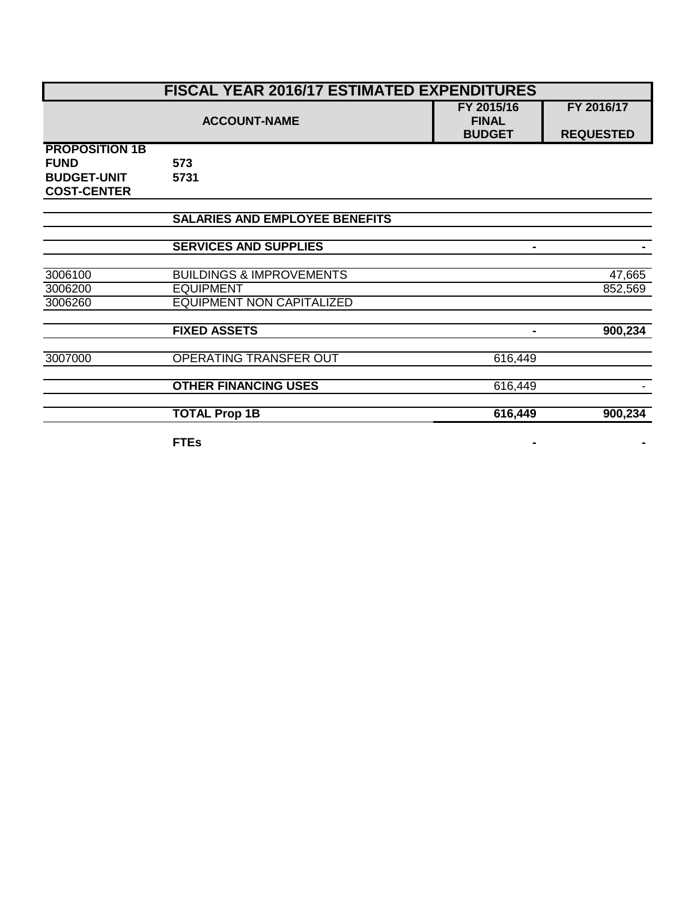| FISCAL YEAR 2016/17 ESTIMATED EXPENDITURES | | | |
|---|---|---|---|
| | **ACCOUNT-NAME** | **FY 2015/16 FINAL BUDGET** | **FY 2016/17 REQUESTED** |
| **PROPOSITION 1B** | | | |
| **FUND** | **573** | | |
| **BUDGET-UNIT** | **5731** | | |
| **COST-CENTER** | | | |
| | **SALARIES AND EMPLOYEE BENEFITS** | | |
| | **SERVICES AND SUPPLIES** | **-** | **-** |
| 3006100 | BUILDINGS & IMPROVEMENTS | | 47,665 |
| 3006200 | EQUIPMENT | | 852,569 |
| 3006260 | EQUIPMENT NON CAPITALIZED | | |
| | **FIXED ASSETS** | **-** | **900,234** |
| 3007000 | OPERATING TRANSFER OUT | 616,449 | |
| | **OTHER FINANCING USES** | 616,449 | - |
| | **TOTAL Prop 1B** | **616,449** | **900,234** |
| | **FTEs** | **-** | **-** |